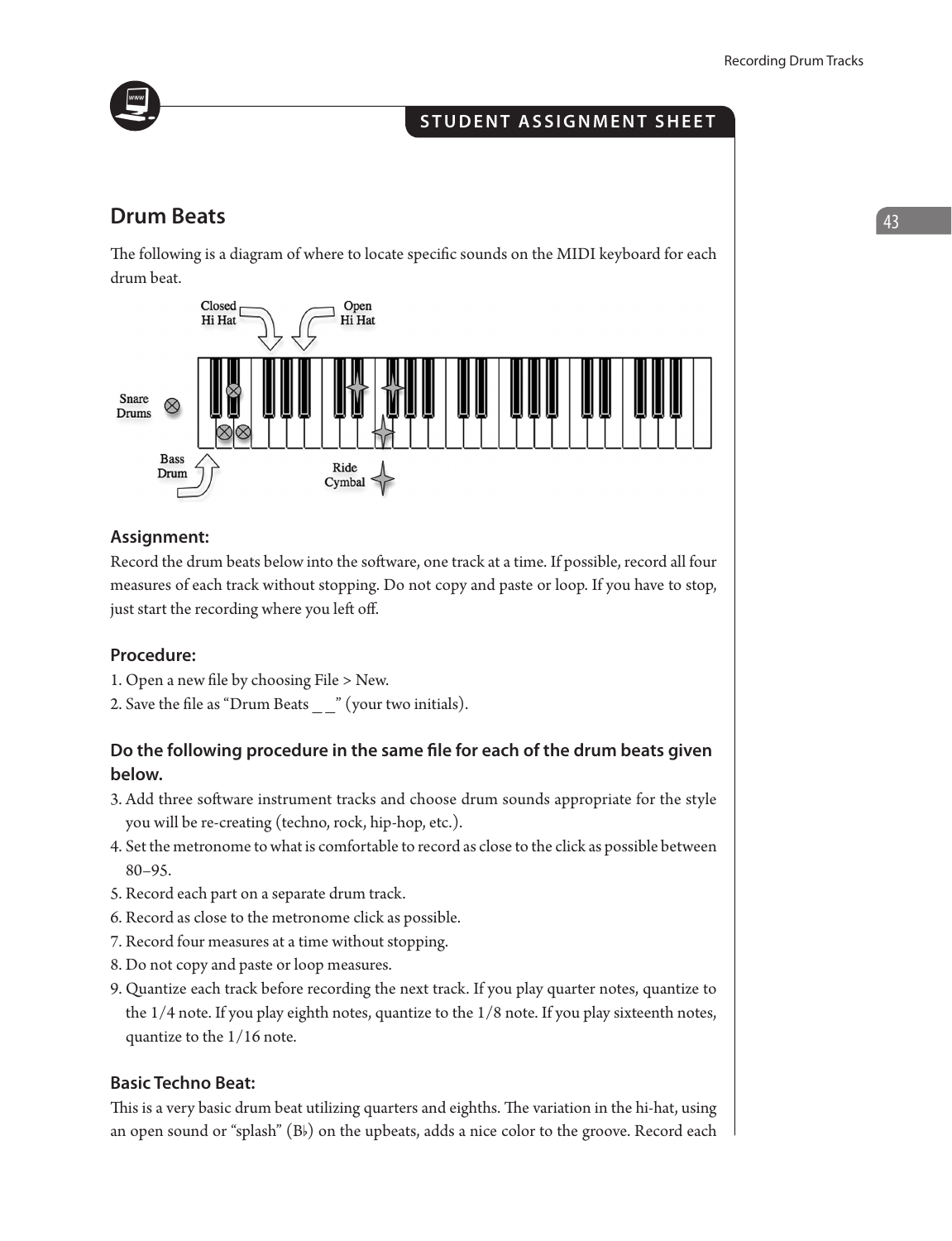STUDENT ASSIGNMENT SHEET

## Drum Beats

The following is a diagram of where to locate specific sounds on the MIDI keyboard for each drum beat.

Closed Hi Hat

Open Hi Hat

Snare Drums

Bass Drum

Ride Cymbal

### Assignment:

Record the drum beats below into the software, one track at a time. If possible, record all four measures of each track without stopping. Do not copy and paste or loop. If you have to stop, just start the recording where you left off.

### Procedure:

1. Open a new file by choosing File > New.
2. Save the file as "Drum Beats _ _" (your two initials).

### Do the following procedure in the same file for each of the drum beats given below.

3. Add three software instrument tracks and choose drum sounds appropriate for the style you will be re-creating (techno, rock, hip-hop, etc.).
4. Set the metronome to what is comfortable to record as close to the click as possible between 80–95.
5. Record each part on a separate drum track.
6. Record as close to the metronome click as possible.
7. Record four measures at a time without stopping.
8. Do not copy and paste or loop measures.
9. Quantize each track before recording the next track. If you play quarter notes, quantize to the 1/4 note. If you play eighth notes, quantize to the 1/8 note. If you play sixteenth notes, quantize to the 1/16 note.

### Basic Techno Beat:

This is a very basic drum beat utilizing quarters and eighths. The variation in the hi-hat, using an open sound or "splash" (B♭) on the upbeats, adds a nice color to the groove. Record each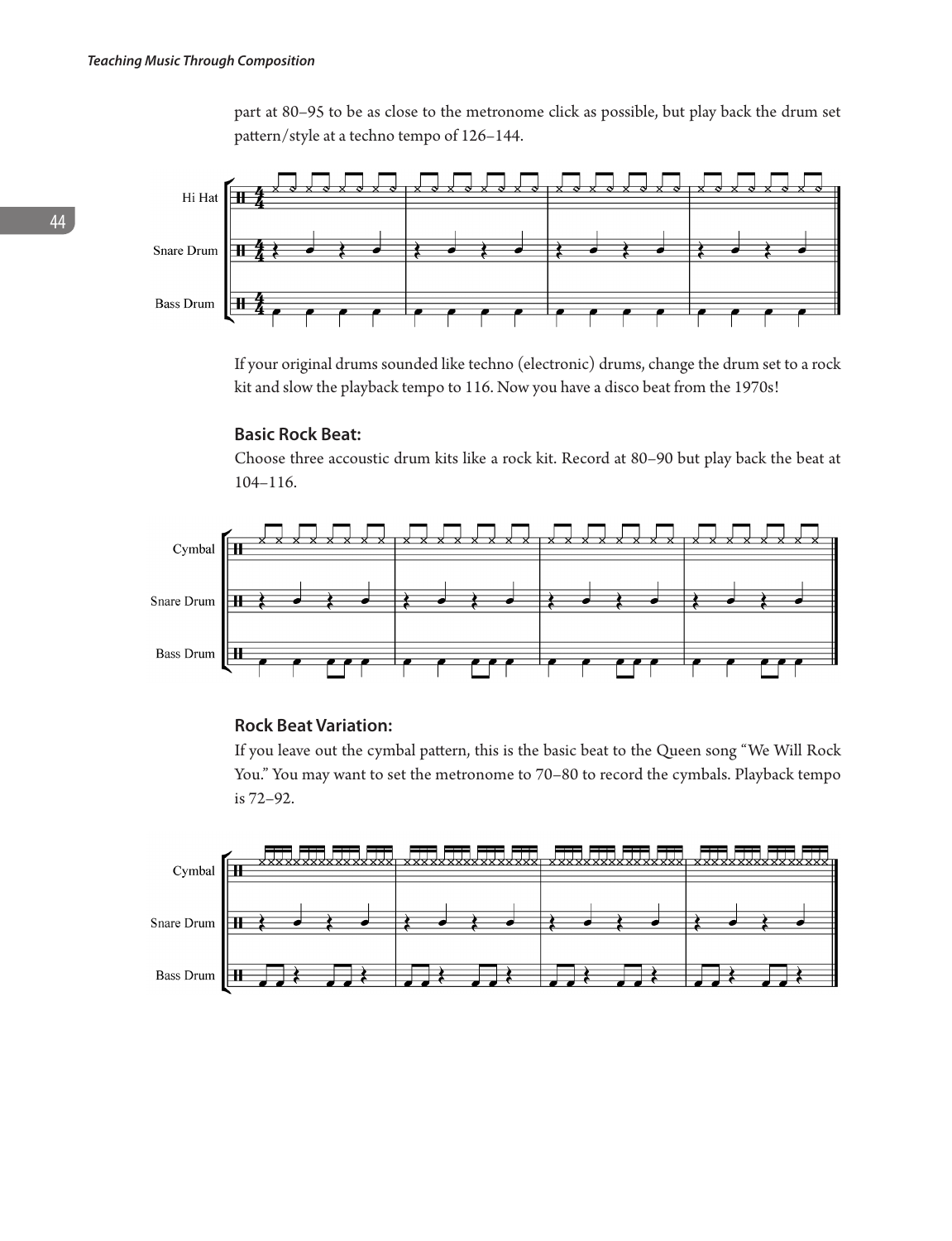part at 80–95 to be as close to the metronome click as possible, but play back the drum set pattern/style at a techno tempo of 126–144.

If your original drums sounded like techno (electronic) drums, change the drum set to a rock kit and slow the playback tempo to 116. Now you have a disco beat from the 1970s!

### Basic Rock Beat:

Choose three accoustic drum kits like a rock kit. Record at 80–90 but play back the beat at 104–116.

### Rock Beat Variation:

If you leave out the cymbal pattern, this is the basic beat to the Queen song "We Will Rock You." You may want to set the metronome to 70–80 to record the cymbals. Playback tempo is 72–92.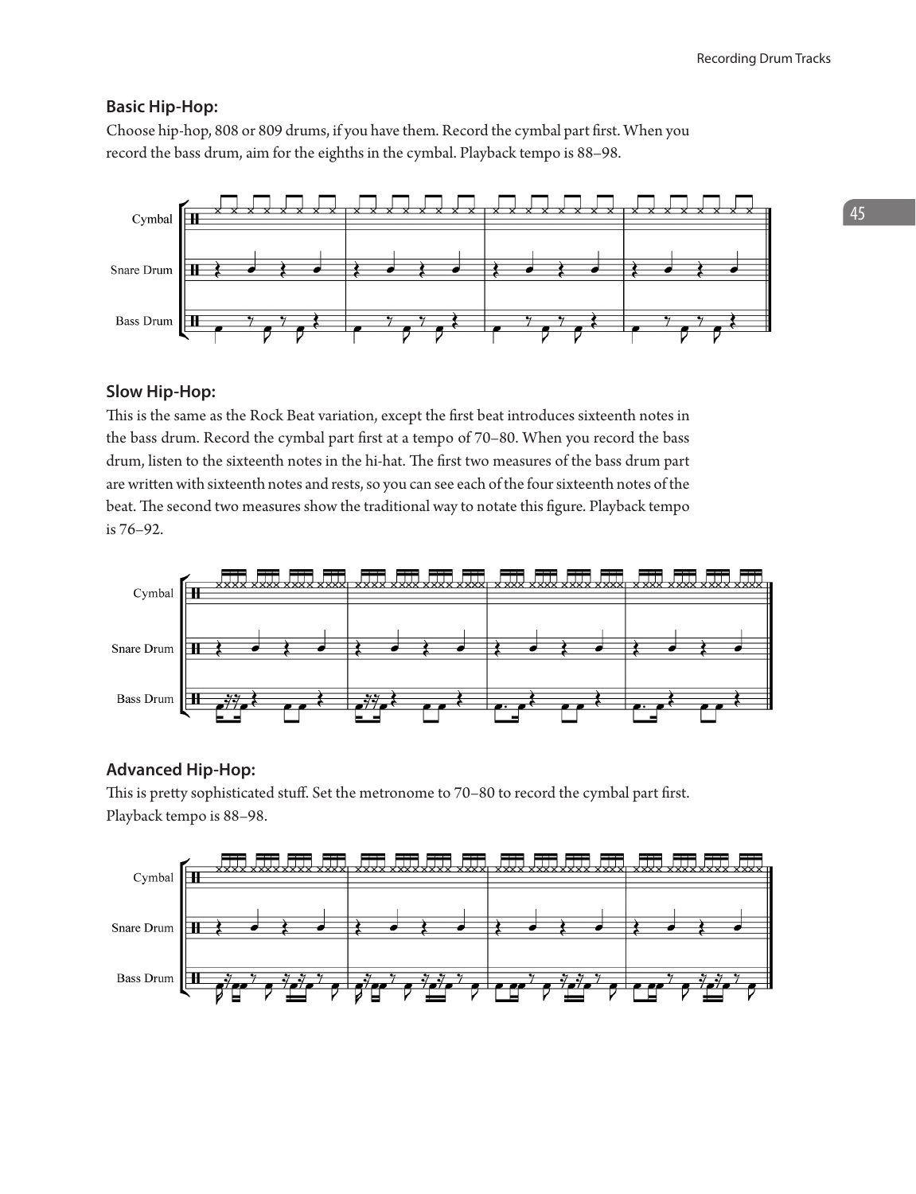### Basic Hip-Hop:

Choose hip-hop, 808 or 809 drums, if you have them. Record the cymbal part first. When you record the bass drum, aim for the eighths in the cymbal. Playback tempo is 88–98.

Cymbal

Snare Drum

Bass Drum

### Slow Hip-Hop:

This is the same as the Rock Beat variation, except the first beat introduces sixteenth notes in the bass drum. Record the cymbal part first at a tempo of 70–80. When you record the bass drum, listen to the sixteenth notes in the hi-hat. The first two measures of the bass drum part are written with sixteenth notes and rests, so you can see each of the four sixteenth notes of the beat. The second two measures show the traditional way to notate this figure. Playback tempo is 76–92.

Cymbal

Snare Drum

Bass Drum

### Advanced Hip-Hop:

This is pretty sophisticated stuff. Set the metronome to 70–80 to record the cymbal part first. Playback tempo is 88–98.

Cymbal

Snare Drum

Bass Drum